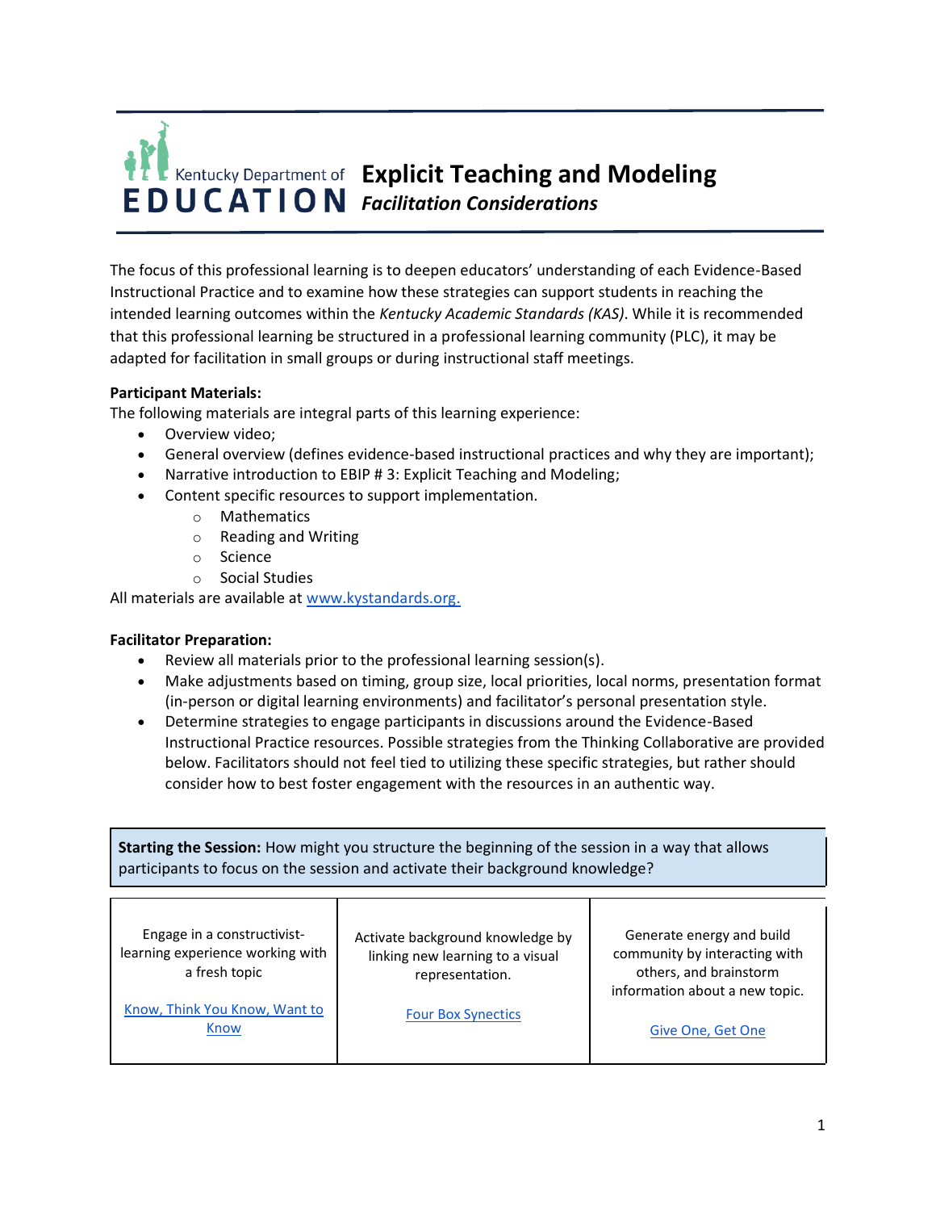# Explicit Teaching and Modeling

## *Facilitation Considerations*

The focus of this professional learning is to deepen educators' understanding of each Evidence-Based Instructional Practice and to examine how these strategies can support students in reaching the intended learning outcomes within the *Kentucky Academic Standards (KAS)*. While it is recommended that this professional learning be structured in a professional learning community (PLC), it may be adapted for facilitation in small groups or during instructional staff meetings.

**Participant Materials:**
The following materials are integral parts of this learning experience:

- Overview video;
- General overview (defines evidence-based instructional practices and why they are important);
- Narrative introduction to EBIP # 3: Explicit Teaching and Modeling;
- Content specific resources to support implementation.
    - Mathematics
    - Reading and Writing
    - Science
    - Social Studies

All materials are available at [www.kystandards.org.](www.kystandards.org)

**Facilitator Preparation:**

- Review all materials prior to the professional learning session(s).
- Make adjustments based on timing, group size, local priorities, local norms, presentation format (in-person or digital learning environments) and facilitator's personal presentation style.
- Determine strategies to engage participants in discussions around the Evidence-Based Instructional Practice resources. Possible strategies from the Thinking Collaborative are provided below. Facilitators should not feel tied to utilizing these specific strategies, but rather should consider how to best foster engagement with the resources in an authentic way.

**Starting the Session:** How might you structure the beginning of the session in a way that allows participants to focus on the session and activate their background knowledge?

| Engage in a constructivist-learning experience working with a fresh topic<br><br>Know, Think You Know, Want to Know | Activate background knowledge by linking new learning to a visual representation.<br><br>Four Box Synectics | Generate energy and build community by interacting with others, and brainstorm information about a new topic.<br><br>Give One, Get One |
|---|---|---|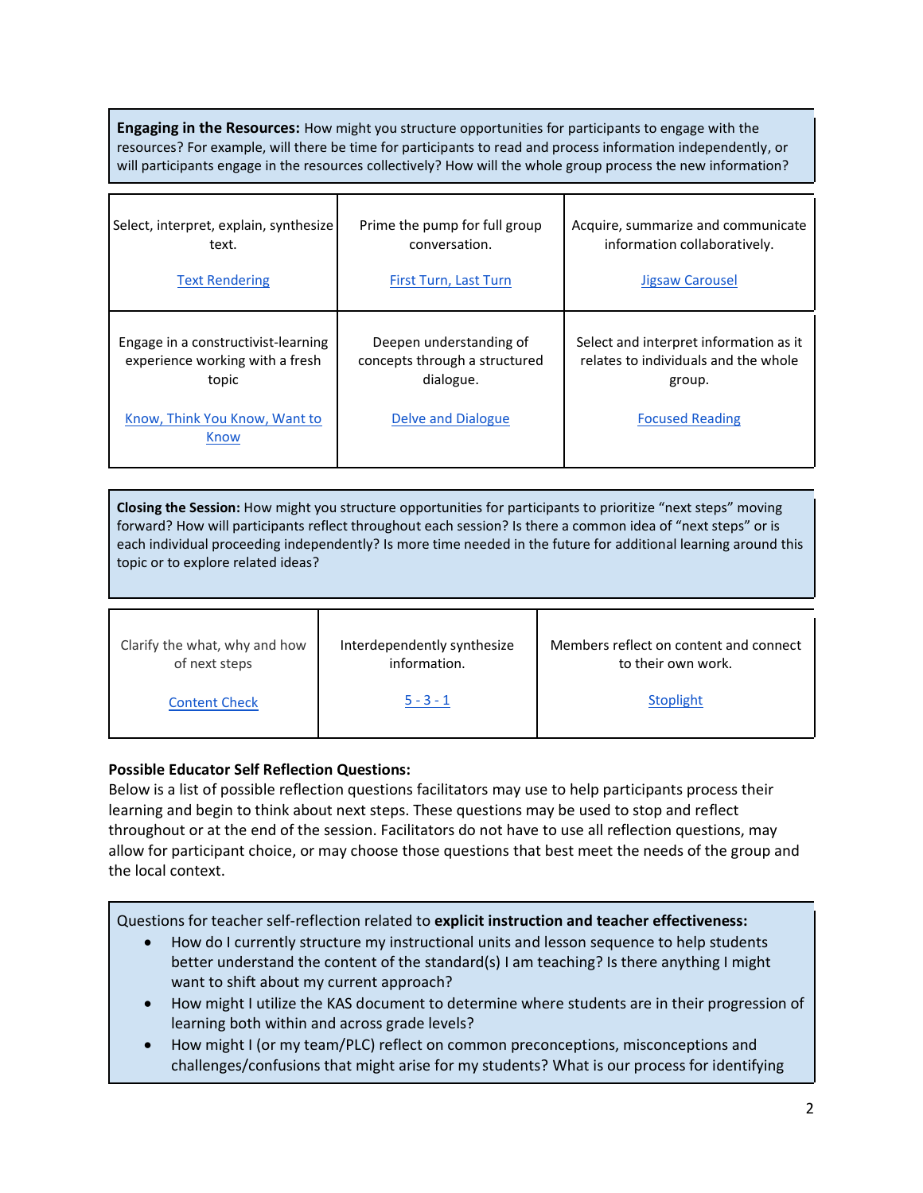**Engaging in the Resources:** How might you structure opportunities for participants to engage with the resources? For example, will there be time for participants to read and process information independently, or will participants engage in the resources collectively? How will the whole group process the new information?

| | | |
|---|---|---|
| Select, interpret, explain, synthesize text.<br><br>Text Rendering | Prime the pump for full group conversation.<br><br>First Turn, Last Turn | Acquire, summarize and communicate information collaboratively.<br><br>Jigsaw Carousel |
| Engage in a constructivist-learning experience working with a fresh topic<br><br>Know, Think You Know, Want to Know | Deepen understanding of concepts through a structured dialogue.<br><br>Delve and Dialogue | Select and interpret information as it relates to individuals and the whole group.<br><br>Focused Reading |

**Closing the Session:** How might you structure opportunities for participants to prioritize "next steps" moving forward? How will participants reflect throughout each session? Is there a common idea of "next steps" or is each individual proceeding independently? Is more time needed in the future for additional learning around this topic or to explore related ideas?

| | | |
|---|---|---|
| Clarify the what, why and how of next steps<br><br>Content Check | Interdependently synthesize information.<br><br>5 - 3 - 1 | Members reflect on content and connect to their own work.<br><br>Stoplight |

**Possible Educator Self Reflection Questions:**

Below is a list of possible reflection questions facilitators may use to help participants process their learning and begin to think about next steps. These questions may be used to stop and reflect throughout or at the end of the session. Facilitators do not have to use all reflection questions, may allow for participant choice, or may choose those questions that best meet the needs of the group and the local context.

Questions for teacher self-reflection related to **explicit instruction and teacher effectiveness:**

- How do I currently structure my instructional units and lesson sequence to help students better understand the content of the standard(s) I am teaching? Is there anything I might want to shift about my current approach?
- How might I utilize the KAS document to determine where students are in their progression of learning both within and across grade levels?
- How might I (or my team/PLC) reflect on common preconceptions, misconceptions and challenges/confusions that might arise for my students? What is our process for identifying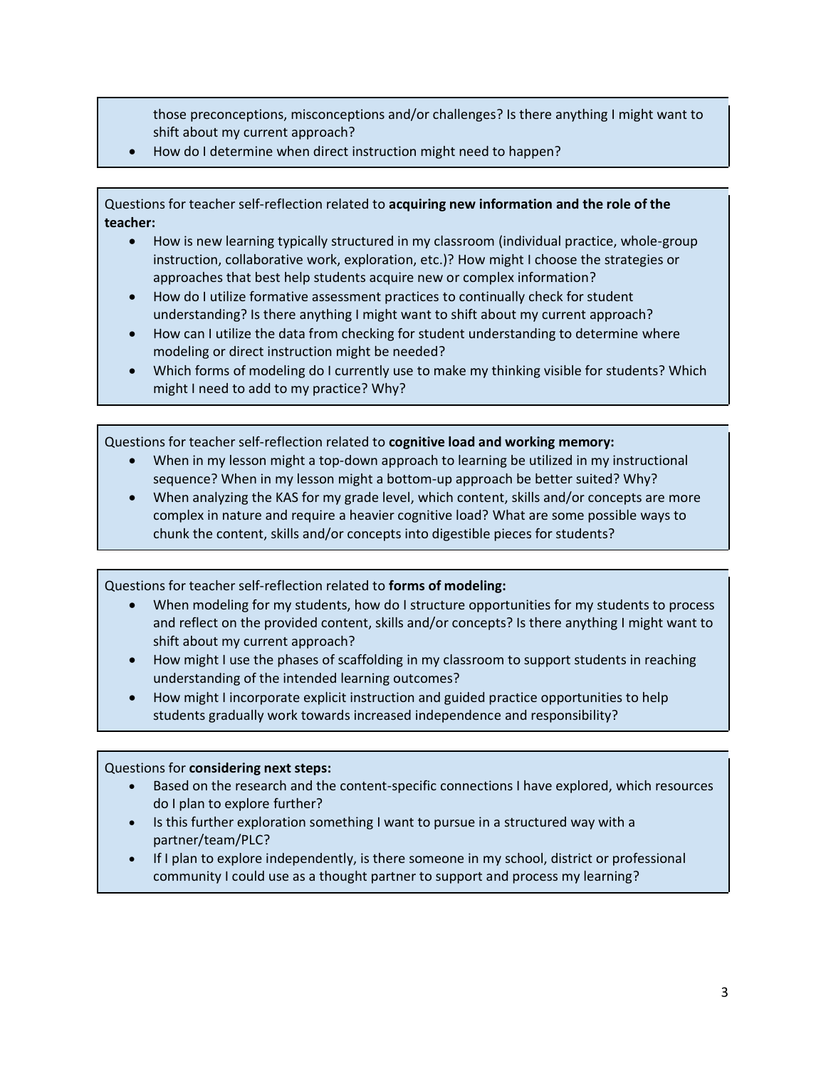those preconceptions, misconceptions and/or challenges? Is there anything I might want to shift about my current approach?

- How do I determine when direct instruction might need to happen?

Questions for teacher self-reflection related to **acquiring new information and the role of the teacher:**

- How is new learning typically structured in my classroom (individual practice, whole-group instruction, collaborative work, exploration, etc.)? How might I choose the strategies or approaches that best help students acquire new or complex information?
- How do I utilize formative assessment practices to continually check for student understanding? Is there anything I might want to shift about my current approach?
- How can I utilize the data from checking for student understanding to determine where modeling or direct instruction might be needed?
- Which forms of modeling do I currently use to make my thinking visible for students? Which might I need to add to my practice? Why?

Questions for teacher self-reflection related to **cognitive load and working memory:**

- When in my lesson might a top-down approach to learning be utilized in my instructional sequence? When in my lesson might a bottom-up approach be better suited? Why?
- When analyzing the KAS for my grade level, which content, skills and/or concepts are more complex in nature and require a heavier cognitive load? What are some possible ways to chunk the content, skills and/or concepts into digestible pieces for students?

Questions for teacher self-reflection related to **forms of modeling:**

- When modeling for my students, how do I structure opportunities for my students to process and reflect on the provided content, skills and/or concepts? Is there anything I might want to shift about my current approach?
- How might I use the phases of scaffolding in my classroom to support students in reaching understanding of the intended learning outcomes?
- How might I incorporate explicit instruction and guided practice opportunities to help students gradually work towards increased independence and responsibility?

Questions for **considering next steps:**

- Based on the research and the content-specific connections I have explored, which resources do I plan to explore further?
- Is this further exploration something I want to pursue in a structured way with a partner/team/PLC?
- If I plan to explore independently, is there someone in my school, district or professional community I could use as a thought partner to support and process my learning?